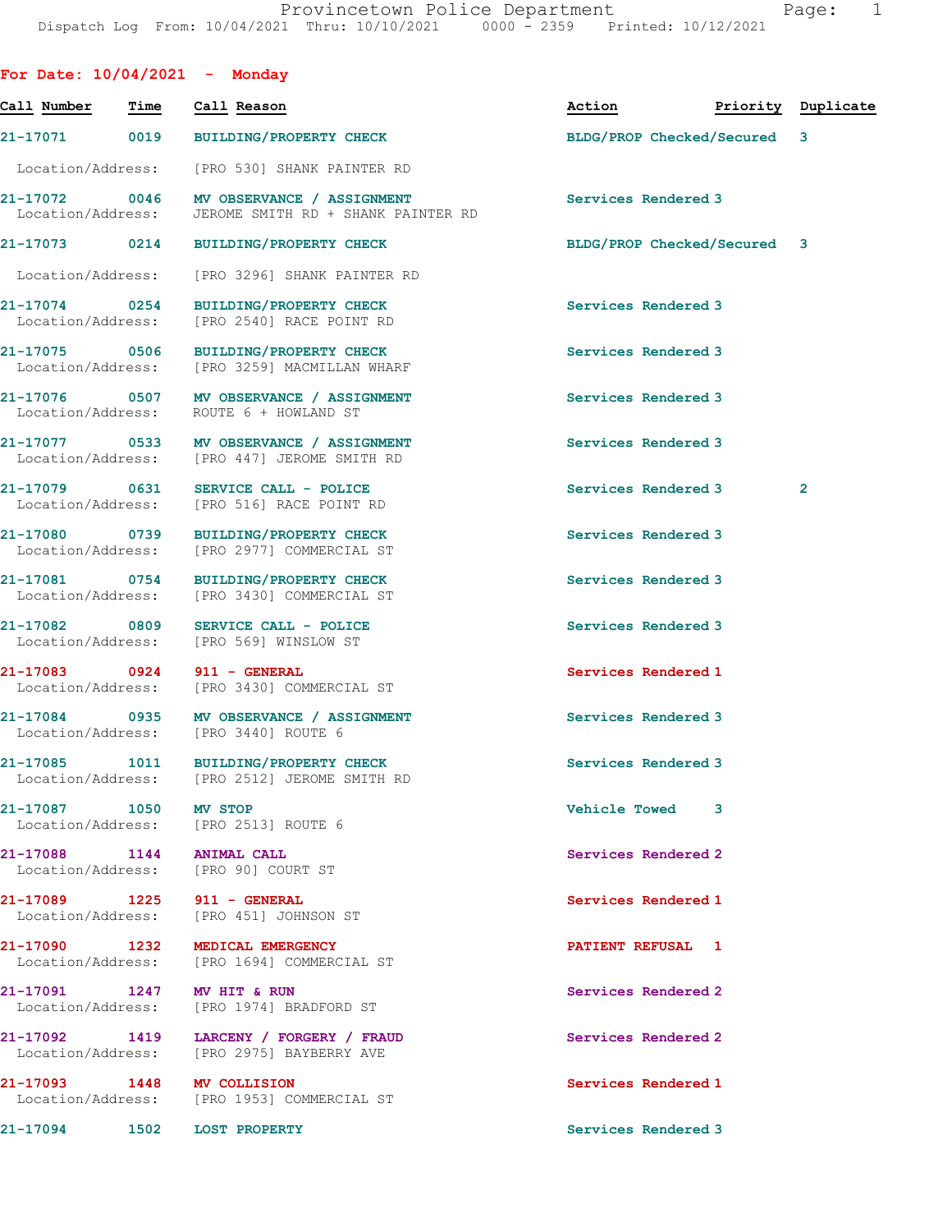Provincetown Police Department
Dispatch Log From: 10/04/2021 Thru: 10/10/2021 0000 - 2359 Printed: 10/12/2021

## For Date: 10/04/2021 - Monday

| Call Number | Time | Call Reason | Action | Priority | Duplicate |
|---|---|---|---|---|---|
| 21-17071 | 0019 | BUILDING/PROPERTY CHECK | BLDG/PROP Checked/Secured | 3 | |
| Location/Address: | | [PRO 530] SHANK PAINTER RD | | | |
| 21-17072 | 0046 | MV OBSERVANCE / ASSIGNMENT | Services Rendered | 3 | |
| Location/Address: | | JEROME SMITH RD + SHANK PAINTER RD | | | |
| 21-17073 | 0214 | BUILDING/PROPERTY CHECK | BLDG/PROP Checked/Secured | 3 | |
| Location/Address: | | [PRO 3296] SHANK PAINTER RD | | | |
| 21-17074 | 0254 | BUILDING/PROPERTY CHECK | Services Rendered | 3 | |
| Location/Address: | | [PRO 2540] RACE POINT RD | | | |
| 21-17075 | 0506 | BUILDING/PROPERTY CHECK | Services Rendered | 3 | |
| Location/Address: | | [PRO 3259] MACMILLAN WHARF | | | |
| 21-17076 | 0507 | MV OBSERVANCE / ASSIGNMENT | Services Rendered | 3 | |
| Location/Address: | | ROUTE 6 + HOWLAND ST | | | |
| 21-17077 | 0533 | MV OBSERVANCE / ASSIGNMENT | Services Rendered | 3 | |
| Location/Address: | | [PRO 447] JEROME SMITH RD | | | |
| 21-17079 | 0631 | SERVICE CALL - POLICE | Services Rendered | 3 | 2 |
| Location/Address: | | [PRO 516] RACE POINT RD | | | |
| 21-17080 | 0739 | BUILDING/PROPERTY CHECK | Services Rendered | 3 | |
| Location/Address: | | [PRO 2977] COMMERCIAL ST | | | |
| 21-17081 | 0754 | BUILDING/PROPERTY CHECK | Services Rendered | 3 | |
| Location/Address: | | [PRO 3430] COMMERCIAL ST | | | |
| 21-17082 | 0809 | SERVICE CALL - POLICE | Services Rendered | 3 | |
| Location/Address: | | [PRO 569] WINSLOW ST | | | |
| 21-17083 | 0924 | 911 - GENERAL | Services Rendered | 1 | |
| Location/Address: | | [PRO 3430] COMMERCIAL ST | | | |
| 21-17084 | 0935 | MV OBSERVANCE / ASSIGNMENT | Services Rendered | 3 | |
| Location/Address: | | [PRO 3440] ROUTE 6 | | | |
| 21-17085 | 1011 | BUILDING/PROPERTY CHECK | Services Rendered | 3 | |
| Location/Address: | | [PRO 2512] JEROME SMITH RD | | | |
| 21-17087 | 1050 | MV STOP | Vehicle Towed | 3 | |
| Location/Address: | | [PRO 2513] ROUTE 6 | | | |
| 21-17088 | 1144 | ANIMAL CALL | Services Rendered | 2 | |
| Location/Address: | | [PRO 90] COURT ST | | | |
| 21-17089 | 1225 | 911 - GENERAL | Services Rendered | 1 | |
| Location/Address: | | [PRO 451] JOHNSON ST | | | |
| 21-17090 | 1232 | MEDICAL EMERGENCY | PATIENT REFUSAL | 1 | |
| Location/Address: | | [PRO 1694] COMMERCIAL ST | | | |
| 21-17091 | 1247 | MV HIT & RUN | Services Rendered | 2 | |
| Location/Address: | | [PRO 1974] BRADFORD ST | | | |
| 21-17092 | 1419 | LARCENY / FORGERY / FRAUD | Services Rendered | 2 | |
| Location/Address: | | [PRO 2975] BAYBERRY AVE | | | |
| 21-17093 | 1448 | MV COLLISION | Services Rendered | 1 | |
| Location/Address: | | [PRO 1953] COMMERCIAL ST | | | |
| 21-17094 | 1502 | LOST PROPERTY | Services Rendered | 3 | |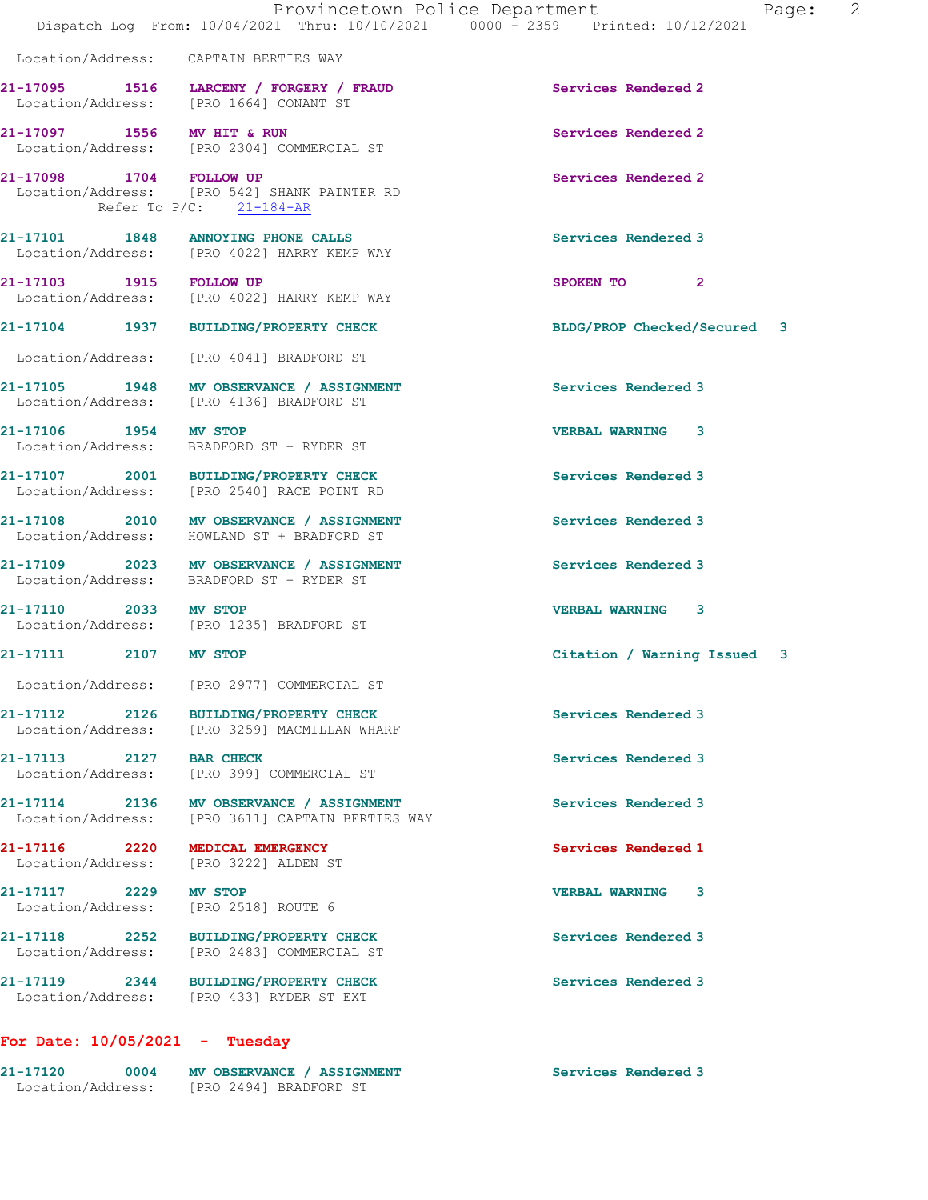Location/Address: CAPTAIN BERTIES WAY

| Call Number | Time | Call Reason | Action | Priority |
|---|---|---|---|---|
| 21-17095 | 1516 | LARCENY / FORGERY / FRAUD | Services Rendered | 2 |
| | | Location/Address: [PRO 1664] CONANT ST | | |
| 21-17097 | 1556 | MV HIT & RUN | Services Rendered | 2 |
| | | Location/Address: [PRO 2304] COMMERCIAL ST | | |
| 21-17098 | 1704 | FOLLOW UP | Services Rendered | 2 |
| | | Location/Address: [PRO 542] SHANK PAINTER RD | | |
| | | Refer To P/C: 21-184-AR | | |
| 21-17101 | 1848 | ANNOYING PHONE CALLS | Services Rendered | 3 |
| | | Location/Address: [PRO 4022] HARRY KEMP WAY | | |
| 21-17103 | 1915 | FOLLOW UP | SPOKEN TO | 2 |
| | | Location/Address: [PRO 4022] HARRY KEMP WAY | | |
| 21-17104 | 1937 | BUILDING/PROPERTY CHECK | BLDG/PROP Checked/Secured | 3 |
| | | Location/Address: [PRO 4041] BRADFORD ST | | |
| 21-17105 | 1948 | MV OBSERVANCE / ASSIGNMENT | Services Rendered | 3 |
| | | Location/Address: [PRO 4136] BRADFORD ST | | |
| 21-17106 | 1954 | MV STOP | VERBAL WARNING | 3 |
| | | Location/Address: BRADFORD ST + RYDER ST | | |
| 21-17107 | 2001 | BUILDING/PROPERTY CHECK | Services Rendered | 3 |
| | | Location/Address: [PRO 2540] RACE POINT RD | | |
| 21-17108 | 2010 | MV OBSERVANCE / ASSIGNMENT | Services Rendered | 3 |
| | | Location/Address: HOWLAND ST + BRADFORD ST | | |
| 21-17109 | 2023 | MV OBSERVANCE / ASSIGNMENT | Services Rendered | 3 |
| | | Location/Address: BRADFORD ST + RYDER ST | | |
| 21-17110 | 2033 | MV STOP | VERBAL WARNING | 3 |
| | | Location/Address: [PRO 1235] BRADFORD ST | | |
| 21-17111 | 2107 | MV STOP | Citation / Warning Issued | 3 |
| | | Location/Address: [PRO 2977] COMMERCIAL ST | | |
| 21-17112 | 2126 | BUILDING/PROPERTY CHECK | Services Rendered | 3 |
| | | Location/Address: [PRO 3259] MACMILLAN WHARF | | |
| 21-17113 | 2127 | BAR CHECK | Services Rendered | 3 |
| | | Location/Address: [PRO 399] COMMERCIAL ST | | |
| 21-17114 | 2136 | MV OBSERVANCE / ASSIGNMENT | Services Rendered | 3 |
| | | Location/Address: [PRO 3611] CAPTAIN BERTIES WAY | | |
| 21-17116 | 2220 | MEDICAL EMERGENCY | Services Rendered | 1 |
| | | Location/Address: [PRO 3222] ALDEN ST | | |
| 21-17117 | 2229 | MV STOP | VERBAL WARNING | 3 |
| | | Location/Address: [PRO 2518] ROUTE 6 | | |
| 21-17118 | 2252 | BUILDING/PROPERTY CHECK | Services Rendered | 3 |
| | | Location/Address: [PRO 2483] COMMERCIAL ST | | |
| 21-17119 | 2344 | BUILDING/PROPERTY CHECK | Services Rendered | 3 |
| | | Location/Address: [PRO 433] RYDER ST EXT | | |

**For Date: 10/05/2021 - Tuesday**

| Call Number | Time | Call Reason | Action | Priority |
|---|---|---|---|---|
| 21-17120 | 0004 | MV OBSERVANCE / ASSIGNMENT | Services Rendered | 3 |
| | | Location/Address: [PRO 2494] BRADFORD ST | | |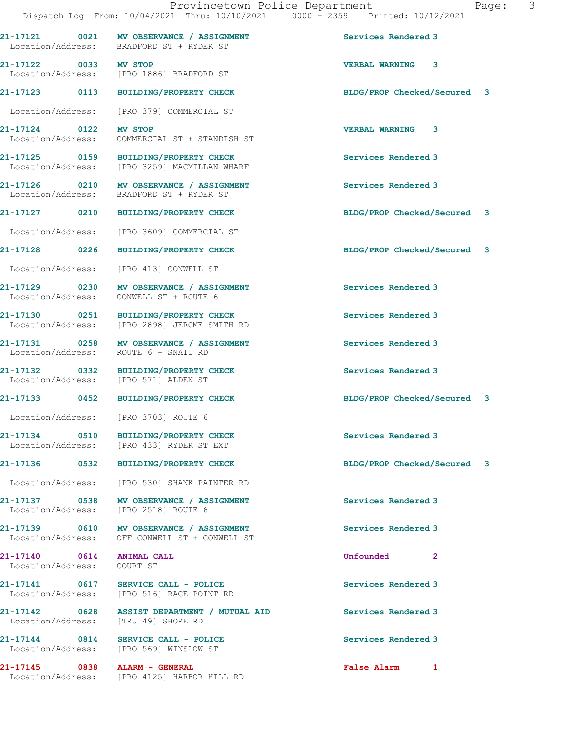| Call Number | Time | Call Reason | Action | Priority |
|---|---|---|---|---|
| 21-17121 | 0021 | MV OBSERVANCE / ASSIGNMENT | Services Rendered | 3 |
| Location/Address: | | BRADFORD ST + RYDER ST | | |
| 21-17122 | 0033 | MV STOP | VERBAL WARNING | 3 |
| Location/Address: | | [PRO 1886] BRADFORD ST | | |
| 21-17123 | 0113 | BUILDING/PROPERTY CHECK | BLDG/PROP Checked/Secured | 3 |
| Location/Address: | | [PRO 379] COMMERCIAL ST | | |
| 21-17124 | 0122 | MV STOP | VERBAL WARNING | 3 |
| Location/Address: | | COMMERCIAL ST + STANDISH ST | | |
| 21-17125 | 0159 | BUILDING/PROPERTY CHECK | Services Rendered | 3 |
| Location/Address: | | [PRO 3259] MACMILLAN WHARF | | |
| 21-17126 | 0210 | MV OBSERVANCE / ASSIGNMENT | Services Rendered | 3 |
| Location/Address: | | BRADFORD ST + RYDER ST | | |
| 21-17127 | 0210 | BUILDING/PROPERTY CHECK | BLDG/PROP Checked/Secured | 3 |
| Location/Address: | | [PRO 3609] COMMERCIAL ST | | |
| 21-17128 | 0226 | BUILDING/PROPERTY CHECK | BLDG/PROP Checked/Secured | 3 |
| Location/Address: | | [PRO 413] CONWELL ST | | |
| 21-17129 | 0230 | MV OBSERVANCE / ASSIGNMENT | Services Rendered | 3 |
| Location/Address: | | CONWELL ST + ROUTE 6 | | |
| 21-17130 | 0251 | BUILDING/PROPERTY CHECK | Services Rendered | 3 |
| Location/Address: | | [PRO 2898] JEROME SMITH RD | | |
| 21-17131 | 0258 | MV OBSERVANCE / ASSIGNMENT | Services Rendered | 3 |
| Location/Address: | | ROUTE 6 + SNAIL RD | | |
| 21-17132 | 0332 | BUILDING/PROPERTY CHECK | Services Rendered | 3 |
| Location/Address: | | [PRO 571] ALDEN ST | | |
| 21-17133 | 0452 | BUILDING/PROPERTY CHECK | BLDG/PROP Checked/Secured | 3 |
| Location/Address: | | [PRO 3703] ROUTE 6 | | |
| 21-17134 | 0510 | BUILDING/PROPERTY CHECK | Services Rendered | 3 |
| Location/Address: | | [PRO 433] RYDER ST EXT | | |
| 21-17136 | 0532 | BUILDING/PROPERTY CHECK | BLDG/PROP Checked/Secured | 3 |
| Location/Address: | | [PRO 530] SHANK PAINTER RD | | |
| 21-17137 | 0538 | MV OBSERVANCE / ASSIGNMENT | Services Rendered | 3 |
| Location/Address: | | [PRO 2518] ROUTE 6 | | |
| 21-17139 | 0610 | MV OBSERVANCE / ASSIGNMENT | Services Rendered | 3 |
| Location/Address: | | OFF CONWELL ST + CONWELL ST | | |
| 21-17140 | 0614 | ANIMAL CALL | Unfounded | 2 |
| Location/Address: | | COURT ST | | |
| 21-17141 | 0617 | SERVICE CALL - POLICE | Services Rendered | 3 |
| Location/Address: | | [PRO 516] RACE POINT RD | | |
| 21-17142 | 0628 | ASSIST DEPARTMENT / MUTUAL AID | Services Rendered | 3 |
| Location/Address: | | [TRU 49] SHORE RD | | |
| 21-17144 | 0814 | SERVICE CALL - POLICE | Services Rendered | 3 |
| Location/Address: | | [PRO 569] WINSLOW ST | | |
| 21-17145 | 0838 | ALARM - GENERAL | False Alarm | 1 |
| Location/Address: | | [PRO 4125] HARBOR HILL RD | | |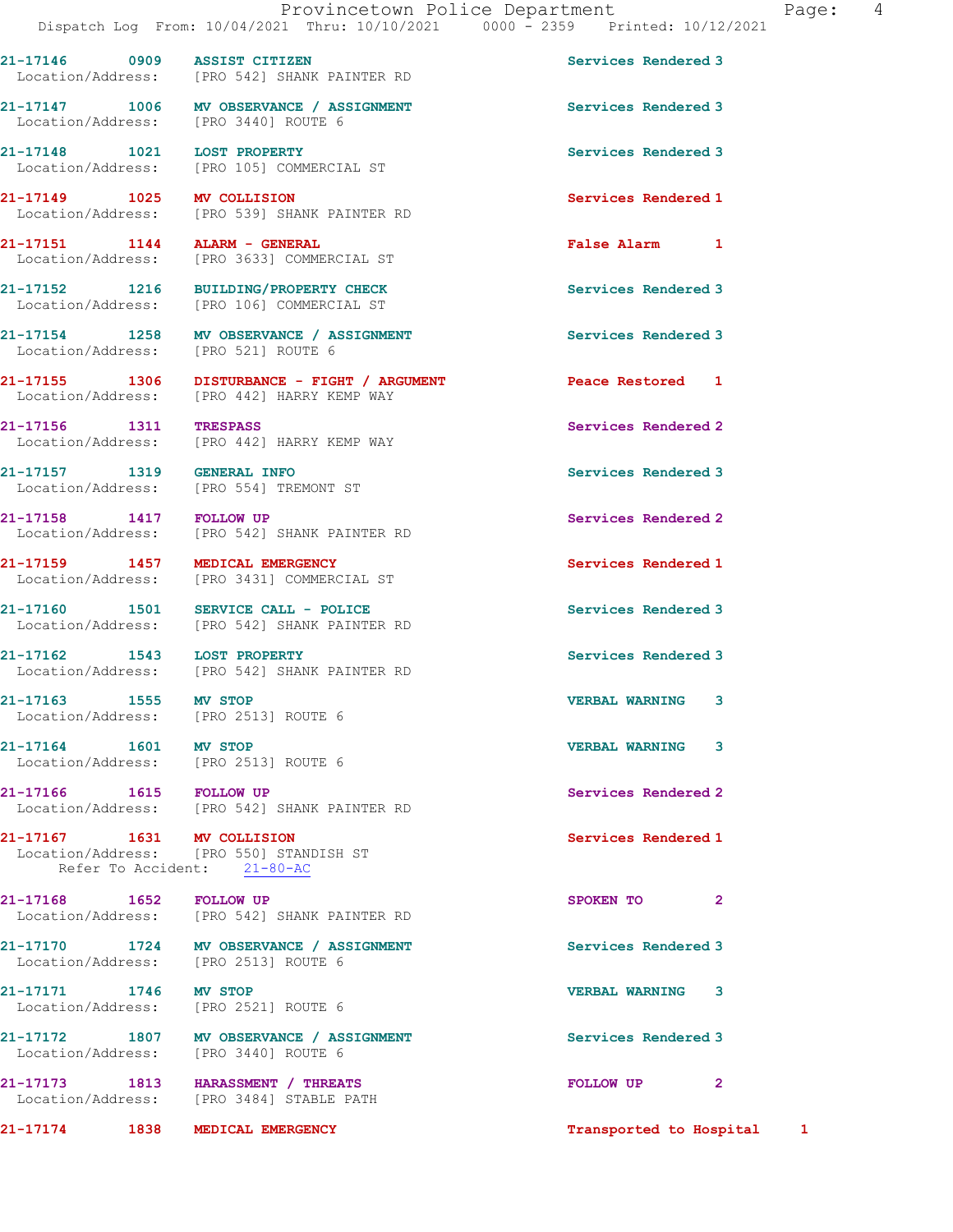21-17146 0909 ASSIST CITIZEN Services Rendered 3
Location/Address: [PRO 542] SHANK PAINTER RD

21-17147 1006 MV OBSERVANCE / ASSIGNMENT Services Rendered 3
Location/Address: [PRO 3440] ROUTE 6

21-17148 1021 LOST PROPERTY Services Rendered 3
Location/Address: [PRO 105] COMMERCIAL ST

21-17149 1025 MV COLLISION Services Rendered 1
Location/Address: [PRO 539] SHANK PAINTER RD

21-17151 1144 ALARM - GENERAL False Alarm 1
Location/Address: [PRO 3633] COMMERCIAL ST

21-17152 1216 BUILDING/PROPERTY CHECK Services Rendered 3
Location/Address: [PRO 106] COMMERCIAL ST

21-17154 1258 MV OBSERVANCE / ASSIGNMENT Services Rendered 3
Location/Address: [PRO 521] ROUTE 6

21-17155 1306 DISTURBANCE - FIGHT / ARGUMENT Peace Restored 1
Location/Address: [PRO 442] HARRY KEMP WAY

21-17156 1311 TRESPASS Services Rendered 2
Location/Address: [PRO 442] HARRY KEMP WAY

21-17157 1319 GENERAL INFO Services Rendered 3
Location/Address: [PRO 554] TREMONT ST

21-17158 1417 FOLLOW UP Services Rendered 2
Location/Address: [PRO 542] SHANK PAINTER RD

21-17159 1457 MEDICAL EMERGENCY Services Rendered 1
Location/Address: [PRO 3431] COMMERCIAL ST

21-17160 1501 SERVICE CALL - POLICE Services Rendered 3
Location/Address: [PRO 542] SHANK PAINTER RD

21-17162 1543 LOST PROPERTY Services Rendered 3
Location/Address: [PRO 542] SHANK PAINTER RD

21-17163 1555 MV STOP VERBAL WARNING 3
Location/Address: [PRO 2513] ROUTE 6

21-17164 1601 MV STOP VERBAL WARNING 3
Location/Address: [PRO 2513] ROUTE 6

21-17166 1615 FOLLOW UP Services Rendered 2
Location/Address: [PRO 542] SHANK PAINTER RD

21-17167 1631 MV COLLISION Services Rendered 1
Location/Address: [PRO 550] STANDISH ST
Refer To Accident: 21-80-AC

21-17168 1652 FOLLOW UP SPOKEN TO 2
Location/Address: [PRO 542] SHANK PAINTER RD

21-17170 1724 MV OBSERVANCE / ASSIGNMENT Services Rendered 3
Location/Address: [PRO 2513] ROUTE 6

21-17171 1746 MV STOP VERBAL WARNING 3
Location/Address: [PRO 2521] ROUTE 6

21-17172 1807 MV OBSERVANCE / ASSIGNMENT Services Rendered 3
Location/Address: [PRO 3440] ROUTE 6

21-17173 1813 HARASSMENT / THREATS FOLLOW UP 2
Location/Address: [PRO 3484] STABLE PATH

21-17174 1838 MEDICAL EMERGENCY Transported to Hospital 1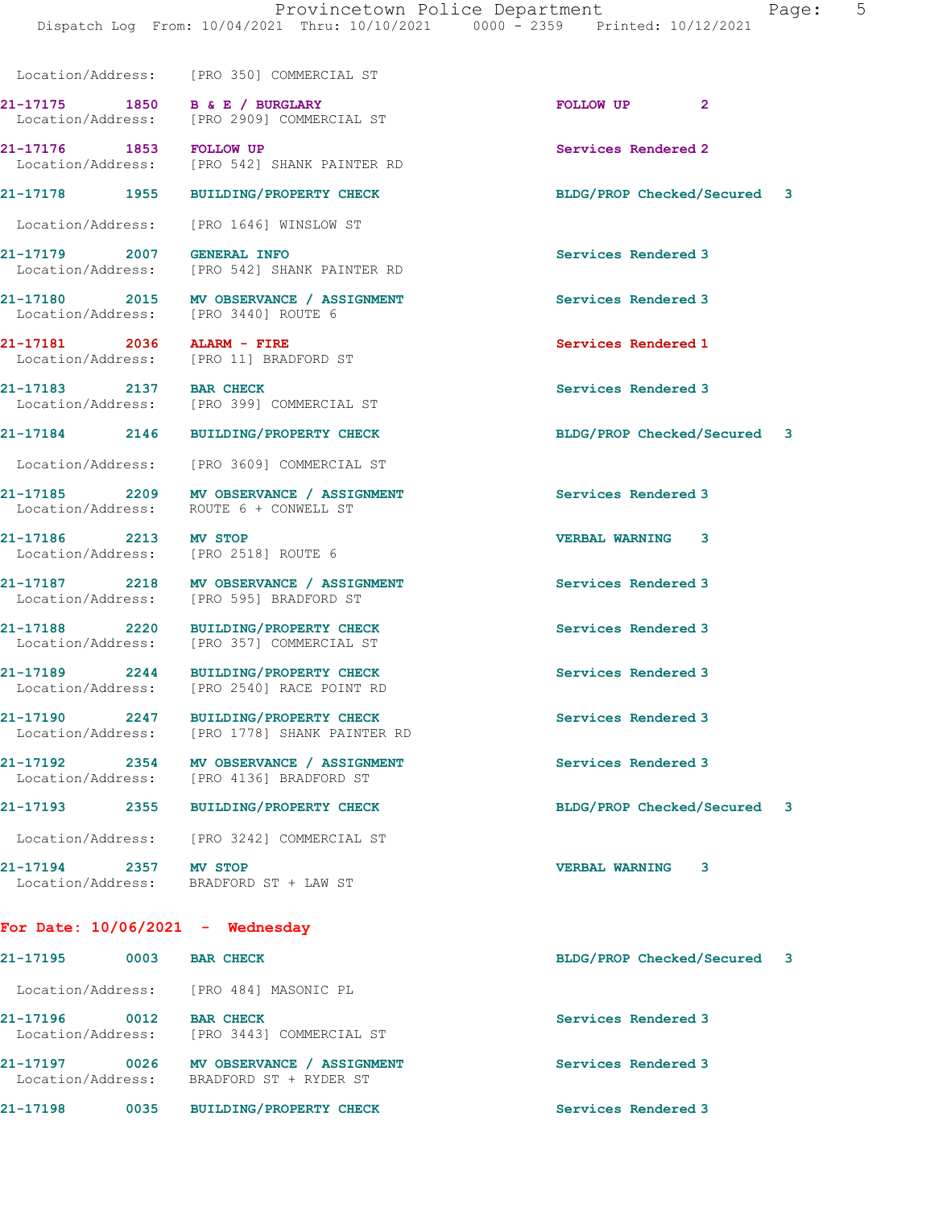Location/Address: [PRO 350] COMMERCIAL ST

| Call # | Time | Call Reason | Action | Priority |
|---|---|---|---|---|
| 21-17175 | 1850 | B & E / BURGLARY | FOLLOW UP | 2 |
| | | Location/Address: [PRO 2909] COMMERCIAL ST | | |
| 21-17176 | 1853 | FOLLOW UP | Services Rendered | 2 |
| | | Location/Address: [PRO 542] SHANK PAINTER RD | | |
| 21-17178 | 1955 | BUILDING/PROPERTY CHECK | BLDG/PROP Checked/Secured | 3 |
| | | Location/Address: [PRO 1646] WINSLOW ST | | |
| 21-17179 | 2007 | GENERAL INFO | Services Rendered | 3 |
| | | Location/Address: [PRO 542] SHANK PAINTER RD | | |
| 21-17180 | 2015 | MV OBSERVANCE / ASSIGNMENT | Services Rendered | 3 |
| | | Location/Address: [PRO 3440] ROUTE 6 | | |
| 21-17181 | 2036 | ALARM - FIRE | Services Rendered | 1 |
| | | Location/Address: [PRO 11] BRADFORD ST | | |
| 21-17183 | 2137 | BAR CHECK | Services Rendered | 3 |
| | | Location/Address: [PRO 399] COMMERCIAL ST | | |
| 21-17184 | 2146 | BUILDING/PROPERTY CHECK | BLDG/PROP Checked/Secured | 3 |
| | | Location/Address: [PRO 3609] COMMERCIAL ST | | |
| 21-17185 | 2209 | MV OBSERVANCE / ASSIGNMENT | Services Rendered | 3 |
| | | Location/Address: ROUTE 6 + CONWELL ST | | |
| 21-17186 | 2213 | MV STOP | VERBAL WARNING | 3 |
| | | Location/Address: [PRO 2518] ROUTE 6 | | |
| 21-17187 | 2218 | MV OBSERVANCE / ASSIGNMENT | Services Rendered | 3 |
| | | Location/Address: [PRO 595] BRADFORD ST | | |
| 21-17188 | 2220 | BUILDING/PROPERTY CHECK | Services Rendered | 3 |
| | | Location/Address: [PRO 357] COMMERCIAL ST | | |
| 21-17189 | 2244 | BUILDING/PROPERTY CHECK | Services Rendered | 3 |
| | | Location/Address: [PRO 2540] RACE POINT RD | | |
| 21-17190 | 2247 | BUILDING/PROPERTY CHECK | Services Rendered | 3 |
| | | Location/Address: [PRO 1778] SHANK PAINTER RD | | |
| 21-17192 | 2354 | MV OBSERVANCE / ASSIGNMENT | Services Rendered | 3 |
| | | Location/Address: [PRO 4136] BRADFORD ST | | |
| 21-17193 | 2355 | BUILDING/PROPERTY CHECK | BLDG/PROP Checked/Secured | 3 |
| | | Location/Address: [PRO 3242] COMMERCIAL ST | | |
| 21-17194 | 2357 | MV STOP | VERBAL WARNING | 3 |
| | | Location/Address: BRADFORD ST + LAW ST | | |

**For Date: 10/06/2021 - Wednesday**

| Call # | Time | Call Reason | Action | Priority |
|---|---|---|---|---|
| 21-17195 | 0003 | BAR CHECK | BLDG/PROP Checked/Secured | 3 |
| | | Location/Address: [PRO 484] MASONIC PL | | |
| 21-17196 | 0012 | BAR CHECK | Services Rendered | 3 |
| | | Location/Address: [PRO 3443] COMMERCIAL ST | | |
| 21-17197 | 0026 | MV OBSERVANCE / ASSIGNMENT | Services Rendered | 3 |
| | | Location/Address: BRADFORD ST + RYDER ST | | |
| 21-17198 | 0035 | BUILDING/PROPERTY CHECK | Services Rendered | 3 |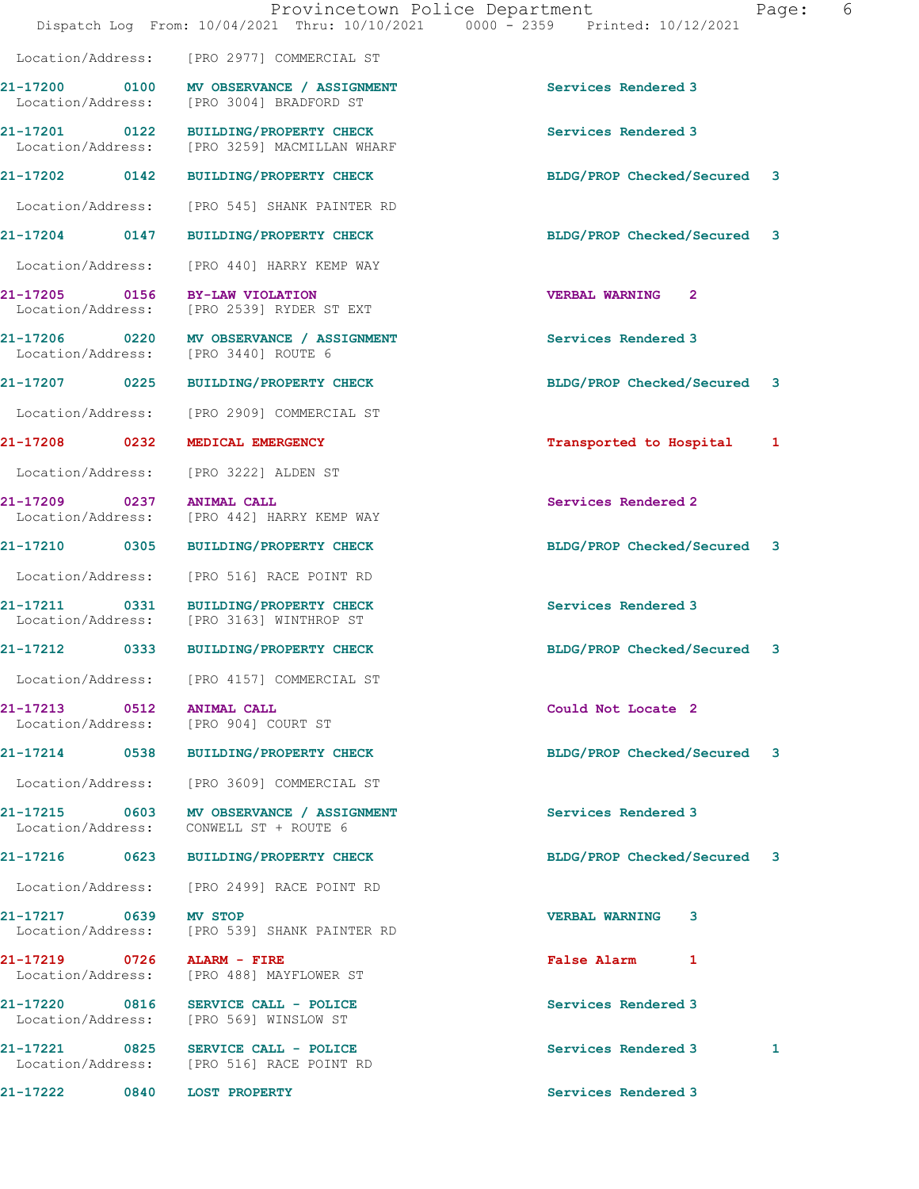Location/Address: [PRO 2977] COMMERCIAL ST

| Call # | Time | Call Reason | Action | Priority | |
|---|---|---|---|---|---|
| 21-17200 | 0100 | MV OBSERVANCE / ASSIGNMENT | Services Rendered | 3 | |
| Location/Address: | | [PRO 3004] BRADFORD ST | | | |
| 21-17201 | 0122 | BUILDING/PROPERTY CHECK | Services Rendered | 3 | |
| Location/Address: | | [PRO 3259] MACMILLAN WHARF | | | |
| 21-17202 | 0142 | BUILDING/PROPERTY CHECK | BLDG/PROP Checked/Secured | 3 | |
| Location/Address: | | [PRO 545] SHANK PAINTER RD | | | |
| 21-17204 | 0147 | BUILDING/PROPERTY CHECK | BLDG/PROP Checked/Secured | 3 | |
| Location/Address: | | [PRO 440] HARRY KEMP WAY | | | |
| 21-17205 | 0156 | BY-LAW VIOLATION | VERBAL WARNING | 2 | |
| Location/Address: | | [PRO 2539] RYDER ST EXT | | | |
| 21-17206 | 0220 | MV OBSERVANCE / ASSIGNMENT | Services Rendered | 3 | |
| Location/Address: | | [PRO 3440] ROUTE 6 | | | |
| 21-17207 | 0225 | BUILDING/PROPERTY CHECK | BLDG/PROP Checked/Secured | 3 | |
| Location/Address: | | [PRO 2909] COMMERCIAL ST | | | |
| 21-17208 | 0232 | MEDICAL EMERGENCY | Transported to Hospital | 1 | |
| Location/Address: | | [PRO 3222] ALDEN ST | | | |
| 21-17209 | 0237 | ANIMAL CALL | Services Rendered | 2 | |
| Location/Address: | | [PRO 442] HARRY KEMP WAY | | | |
| 21-17210 | 0305 | BUILDING/PROPERTY CHECK | BLDG/PROP Checked/Secured | 3 | |
| Location/Address: | | [PRO 516] RACE POINT RD | | | |
| 21-17211 | 0331 | BUILDING/PROPERTY CHECK | Services Rendered | 3 | |
| Location/Address: | | [PRO 3163] WINTHROP ST | | | |
| 21-17212 | 0333 | BUILDING/PROPERTY CHECK | BLDG/PROP Checked/Secured | 3 | |
| Location/Address: | | [PRO 4157] COMMERCIAL ST | | | |
| 21-17213 | 0512 | ANIMAL CALL | Could Not Locate | 2 | |
| Location/Address: | | [PRO 904] COURT ST | | | |
| 21-17214 | 0538 | BUILDING/PROPERTY CHECK | BLDG/PROP Checked/Secured | 3 | |
| Location/Address: | | [PRO 3609] COMMERCIAL ST | | | |
| 21-17215 | 0603 | MV OBSERVANCE / ASSIGNMENT | Services Rendered | 3 | |
| Location/Address: | | CONWELL ST + ROUTE 6 | | | |
| 21-17216 | 0623 | BUILDING/PROPERTY CHECK | BLDG/PROP Checked/Secured | 3 | |
| Location/Address: | | [PRO 2499] RACE POINT RD | | | |
| 21-17217 | 0639 | MV STOP | VERBAL WARNING | 3 | |
| Location/Address: | | [PRO 539] SHANK PAINTER RD | | | |
| 21-17219 | 0726 | ALARM - FIRE | False Alarm | 1 | |
| Location/Address: | | [PRO 488] MAYFLOWER ST | | | |
| 21-17220 | 0816 | SERVICE CALL - POLICE | Services Rendered | 3 | |
| Location/Address: | | [PRO 569] WINSLOW ST | | | |
| 21-17221 | 0825 | SERVICE CALL - POLICE | Services Rendered | 3 | 1 |
| Location/Address: | | [PRO 516] RACE POINT RD | | | |
| 21-17222 | 0840 | LOST PROPERTY | Services Rendered | 3 | |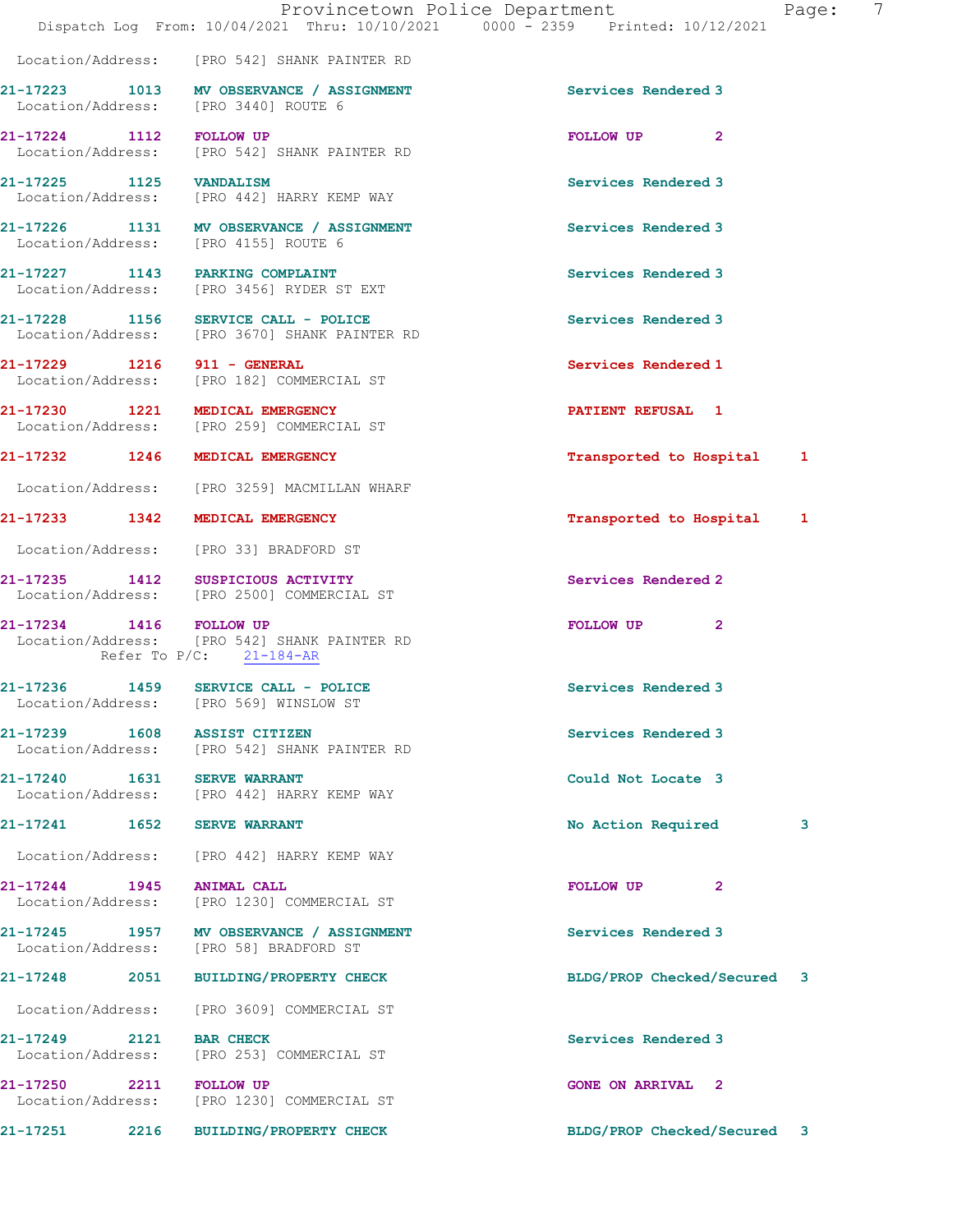Location/Address: [PRO 542] SHANK PAINTER RD

21-17223 1013 MV OBSERVANCE / ASSIGNMENT Services Rendered 3
Location/Address: [PRO 3440] ROUTE 6

21-17224 1112 FOLLOW UP FOLLOW UP 2
Location/Address: [PRO 542] SHANK PAINTER RD

21-17225 1125 VANDALISM Services Rendered 3
Location/Address: [PRO 442] HARRY KEMP WAY

21-17226 1131 MV OBSERVANCE / ASSIGNMENT Services Rendered 3
Location/Address: [PRO 4155] ROUTE 6

21-17227 1143 PARKING COMPLAINT Services Rendered 3
Location/Address: [PRO 3456] RYDER ST EXT

21-17228 1156 SERVICE CALL - POLICE Services Rendered 3
Location/Address: [PRO 3670] SHANK PAINTER RD

21-17229 1216 911 - GENERAL Services Rendered 1
Location/Address: [PRO 182] COMMERCIAL ST

21-17230 1221 MEDICAL EMERGENCY PATIENT REFUSAL 1
Location/Address: [PRO 259] COMMERCIAL ST

21-17232 1246 MEDICAL EMERGENCY Transported to Hospital 1
Location/Address: [PRO 3259] MACMILLAN WHARF

21-17233 1342 MEDICAL EMERGENCY Transported to Hospital 1
Location/Address: [PRO 33] BRADFORD ST

21-17235 1412 SUSPICIOUS ACTIVITY Services Rendered 2
Location/Address: [PRO 2500] COMMERCIAL ST

21-17234 1416 FOLLOW UP FOLLOW UP 2
Location/Address: [PRO 542] SHANK PAINTER RD
Refer To P/C: 21-184-AR

21-17236 1459 SERVICE CALL - POLICE Services Rendered 3
Location/Address: [PRO 569] WINSLOW ST

21-17239 1608 ASSIST CITIZEN Services Rendered 3
Location/Address: [PRO 542] SHANK PAINTER RD

21-17240 1631 SERVE WARRANT Could Not Locate 3
Location/Address: [PRO 442] HARRY KEMP WAY

21-17241 1652 SERVE WARRANT No Action Required 3
Location/Address: [PRO 442] HARRY KEMP WAY

21-17244 1945 ANIMAL CALL FOLLOW UP 2
Location/Address: [PRO 1230] COMMERCIAL ST

21-17245 1957 MV OBSERVANCE / ASSIGNMENT Services Rendered 3
Location/Address: [PRO 58] BRADFORD ST

21-17248 2051 BUILDING/PROPERTY CHECK BLDG/PROP Checked/Secured 3
Location/Address: [PRO 3609] COMMERCIAL ST

21-17249 2121 BAR CHECK Services Rendered 3
Location/Address: [PRO 253] COMMERCIAL ST

21-17250 2211 FOLLOW UP GONE ON ARRIVAL 2
Location/Address: [PRO 1230] COMMERCIAL ST

21-17251 2216 BUILDING/PROPERTY CHECK BLDG/PROP Checked/Secured 3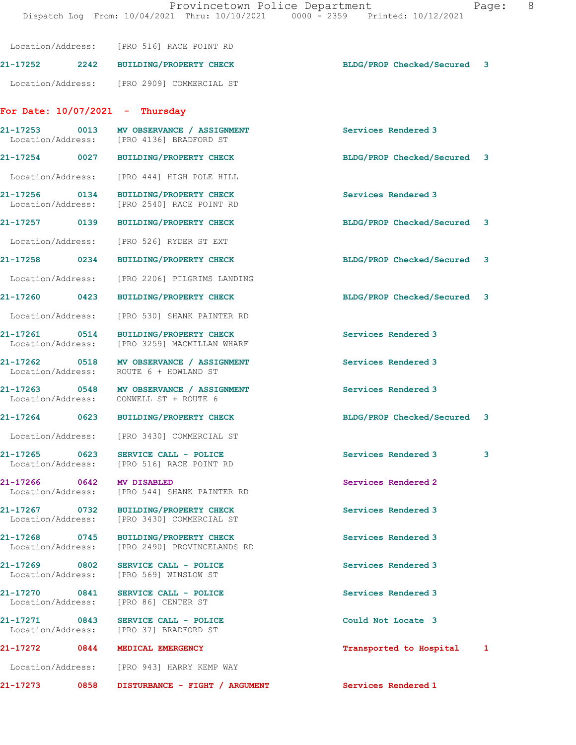Location/Address: [PRO 516] RACE POINT RD

21-17252 2242 BUILDING/PROPERTY CHECK BLDG/PROP Checked/Secured 3

Location/Address: [PRO 2909] COMMERCIAL ST

## For Date: 10/07/2021 - Thursday

21-17253 0013 MV OBSERVANCE / ASSIGNMENT Services Rendered 3
Location/Address: [PRO 4136] BRADFORD ST

21-17254 0027 BUILDING/PROPERTY CHECK BLDG/PROP Checked/Secured 3

Location/Address: [PRO 444] HIGH POLE HILL

21-17256 0134 BUILDING/PROPERTY CHECK Services Rendered 3
Location/Address: [PRO 2540] RACE POINT RD

21-17257 0139 BUILDING/PROPERTY CHECK BLDG/PROP Checked/Secured 3

Location/Address: [PRO 526] RYDER ST EXT

21-17258 0234 BUILDING/PROPERTY CHECK BLDG/PROP Checked/Secured 3

Location/Address: [PRO 2206] PILGRIMS LANDING

21-17260 0423 BUILDING/PROPERTY CHECK BLDG/PROP Checked/Secured 3

Location/Address: [PRO 530] SHANK PAINTER RD

21-17261 0514 BUILDING/PROPERTY CHECK Services Rendered 3
Location/Address: [PRO 3259] MACMILLAN WHARF

21-17262 0518 MV OBSERVANCE / ASSIGNMENT Services Rendered 3
Location/Address: ROUTE 6 + HOWLAND ST

21-17263 0548 MV OBSERVANCE / ASSIGNMENT Services Rendered 3
Location/Address: CONWELL ST + ROUTE 6

21-17264 0623 BUILDING/PROPERTY CHECK BLDG/PROP Checked/Secured 3

Location/Address: [PRO 3430] COMMERCIAL ST

21-17265 0623 SERVICE CALL - POLICE Services Rendered 3 3
Location/Address: [PRO 516] RACE POINT RD

21-17266 0642 MV DISABLED Services Rendered 2
Location/Address: [PRO 544] SHANK PAINTER RD

21-17267 0732 BUILDING/PROPERTY CHECK Services Rendered 3
Location/Address: [PRO 3430] COMMERCIAL ST

21-17268 0745 BUILDING/PROPERTY CHECK Services Rendered 3
Location/Address: [PRO 2490] PROVINCELANDS RD

21-17269 0802 SERVICE CALL - POLICE Services Rendered 3
Location/Address: [PRO 569] WINSLOW ST

21-17270 0841 SERVICE CALL - POLICE Services Rendered 3
Location/Address: [PRO 86] CENTER ST

21-17271 0843 SERVICE CALL - POLICE Could Not Locate 3
Location/Address: [PRO 37] BRADFORD ST

21-17272 0844 MEDICAL EMERGENCY Transported to Hospital 1

Location/Address: [PRO 943] HARRY KEMP WAY

21-17273 0858 DISTURBANCE - FIGHT / ARGUMENT Services Rendered 1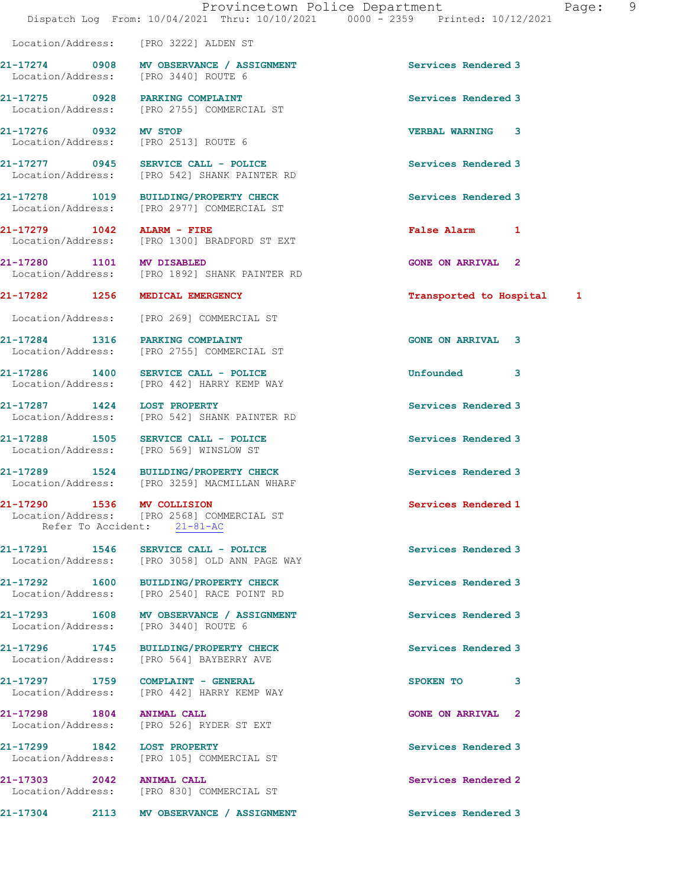Location/Address: [PRO 3222] ALDEN ST

**21-17274 0908 MV OBSERVANCE / ASSIGNMENT** Services Rendered 3
Location/Address: [PRO 3440] ROUTE 6

**21-17275 0928 PARKING COMPLAINT** Services Rendered 3
Location/Address: [PRO 2755] COMMERCIAL ST

**21-17276 0932 MV STOP** VERBAL WARNING 3
Location/Address: [PRO 2513] ROUTE 6

**21-17277 0945 SERVICE CALL - POLICE** Services Rendered 3
Location/Address: [PRO 542] SHANK PAINTER RD

**21-17278 1019 BUILDING/PROPERTY CHECK** Services Rendered 3
Location/Address: [PRO 2977] COMMERCIAL ST

**21-17279 1042 ALARM - FIRE** False Alarm 1
Location/Address: [PRO 1300] BRADFORD ST EXT

**21-17280 1101 MV DISABLED** GONE ON ARRIVAL 2
Location/Address: [PRO 1892] SHANK PAINTER RD

**21-17282 1256 MEDICAL EMERGENCY** Transported to Hospital 1
Location/Address: [PRO 269] COMMERCIAL ST

**21-17284 1316 PARKING COMPLAINT** GONE ON ARRIVAL 3
Location/Address: [PRO 2755] COMMERCIAL ST

**21-17286 1400 SERVICE CALL - POLICE** Unfounded 3
Location/Address: [PRO 442] HARRY KEMP WAY

**21-17287 1424 LOST PROPERTY** Services Rendered 3
Location/Address: [PRO 542] SHANK PAINTER RD

**21-17288 1505 SERVICE CALL - POLICE** Services Rendered 3
Location/Address: [PRO 569] WINSLOW ST

**21-17289 1524 BUILDING/PROPERTY CHECK** Services Rendered 3
Location/Address: [PRO 3259] MACMILLAN WHARF

**21-17290 1536 MV COLLISION** Services Rendered 1
Location/Address: [PRO 2568] COMMERCIAL ST
Refer To Accident: 21-81-AC

**21-17291 1546 SERVICE CALL - POLICE** Services Rendered 3
Location/Address: [PRO 3058] OLD ANN PAGE WAY

**21-17292 1600 BUILDING/PROPERTY CHECK** Services Rendered 3
Location/Address: [PRO 2540] RACE POINT RD

**21-17293 1608 MV OBSERVANCE / ASSIGNMENT** Services Rendered 3
Location/Address: [PRO 3440] ROUTE 6

**21-17296 1745 BUILDING/PROPERTY CHECK** Services Rendered 3
Location/Address: [PRO 564] BAYBERRY AVE

**21-17297 1759 COMPLAINT - GENERAL** SPOKEN TO 3
Location/Address: [PRO 442] HARRY KEMP WAY

**21-17298 1804 ANIMAL CALL** GONE ON ARRIVAL 2
Location/Address: [PRO 526] RYDER ST EXT

**21-17299 1842 LOST PROPERTY** Services Rendered 3
Location/Address: [PRO 105] COMMERCIAL ST

**21-17303 2042 ANIMAL CALL** Services Rendered 2
Location/Address: [PRO 830] COMMERCIAL ST

**21-17304 2113 MV OBSERVANCE / ASSIGNMENT** Services Rendered 3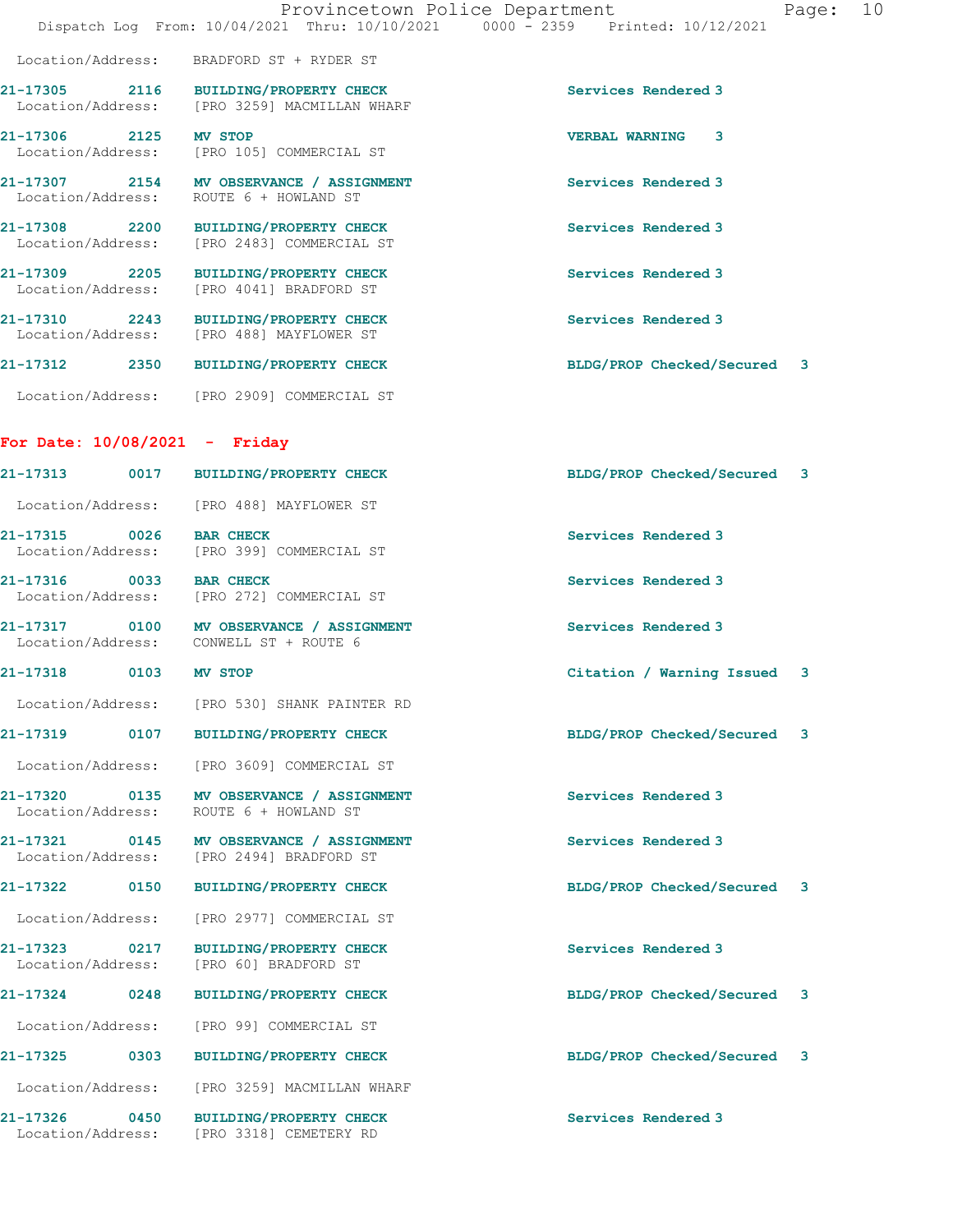Location/Address: BRADFORD ST + RYDER ST

**21-17305 2116 BUILDING/PROPERTY CHECK** Services Rendered 3
Location/Address: [PRO 3259] MACMILLAN WHARF

**21-17306 2125 MV STOP** VERBAL WARNING 3
Location/Address: [PRO 105] COMMERCIAL ST

**21-17307 2154 MV OBSERVANCE / ASSIGNMENT** Services Rendered 3
Location/Address: ROUTE 6 + HOWLAND ST

**21-17308 2200 BUILDING/PROPERTY CHECK** Services Rendered 3
Location/Address: [PRO 2483] COMMERCIAL ST

**21-17309 2205 BUILDING/PROPERTY CHECK** Services Rendered 3
Location/Address: [PRO 4041] BRADFORD ST

**21-17310 2243 BUILDING/PROPERTY CHECK** Services Rendered 3
Location/Address: [PRO 488] MAYFLOWER ST

**21-17312 2350 BUILDING/PROPERTY CHECK** BLDG/PROP Checked/Secured 3
Location/Address: [PRO 2909] COMMERCIAL ST

## For Date: 10/08/2021 - Friday

**21-17313 0017 BUILDING/PROPERTY CHECK** BLDG/PROP Checked/Secured 3
Location/Address: [PRO 488] MAYFLOWER ST

**21-17315 0026 BAR CHECK** Services Rendered 3
Location/Address: [PRO 399] COMMERCIAL ST

**21-17316 0033 BAR CHECK** Services Rendered 3
Location/Address: [PRO 272] COMMERCIAL ST

**21-17317 0100 MV OBSERVANCE / ASSIGNMENT** Services Rendered 3
Location/Address: CONWELL ST + ROUTE 6

**21-17318 0103 MV STOP** Citation / Warning Issued 3
Location/Address: [PRO 530] SHANK PAINTER RD

**21-17319 0107 BUILDING/PROPERTY CHECK** BLDG/PROP Checked/Secured 3
Location/Address: [PRO 3609] COMMERCIAL ST

**21-17320 0135 MV OBSERVANCE / ASSIGNMENT** Services Rendered 3
Location/Address: ROUTE 6 + HOWLAND ST

**21-17321 0145 MV OBSERVANCE / ASSIGNMENT** Services Rendered 3
Location/Address: [PRO 2494] BRADFORD ST

**21-17322 0150 BUILDING/PROPERTY CHECK** BLDG/PROP Checked/Secured 3
Location/Address: [PRO 2977] COMMERCIAL ST

**21-17323 0217 BUILDING/PROPERTY CHECK** Services Rendered 3
Location/Address: [PRO 60] BRADFORD ST

**21-17324 0248 BUILDING/PROPERTY CHECK** BLDG/PROP Checked/Secured 3
Location/Address: [PRO 99] COMMERCIAL ST

**21-17325 0303 BUILDING/PROPERTY CHECK** BLDG/PROP Checked/Secured 3
Location/Address: [PRO 3259] MACMILLAN WHARF

**21-17326 0450 BUILDING/PROPERTY CHECK** Services Rendered 3
Location/Address: [PRO 3318] CEMETERY RD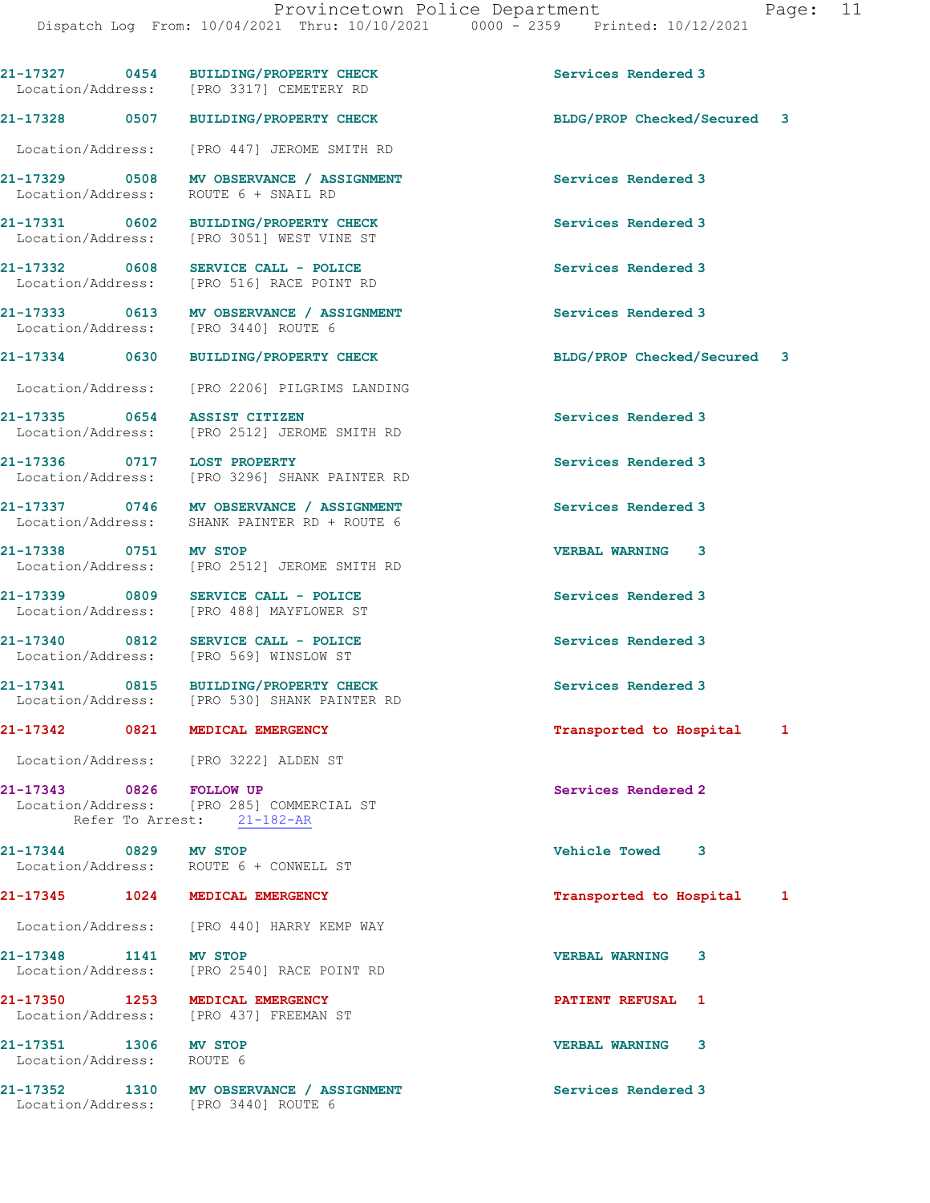21-17327 0454 BUILDING/PROPERTY CHECK Services Rendered 3
Location/Address: [PRO 3317] CEMETERY RD

21-17328 0507 BUILDING/PROPERTY CHECK BLDG/PROP Checked/Secured 3
Location/Address: [PRO 447] JEROME SMITH RD

21-17329 0508 MV OBSERVANCE / ASSIGNMENT Services Rendered 3
Location/Address: ROUTE 6 + SNAIL RD

21-17331 0602 BUILDING/PROPERTY CHECK Services Rendered 3
Location/Address: [PRO 3051] WEST VINE ST

21-17332 0608 SERVICE CALL - POLICE Services Rendered 3
Location/Address: [PRO 516] RACE POINT RD

21-17333 0613 MV OBSERVANCE / ASSIGNMENT Services Rendered 3
Location/Address: [PRO 3440] ROUTE 6

21-17334 0630 BUILDING/PROPERTY CHECK BLDG/PROP Checked/Secured 3
Location/Address: [PRO 2206] PILGRIMS LANDING

21-17335 0654 ASSIST CITIZEN Services Rendered 3
Location/Address: [PRO 2512] JEROME SMITH RD

21-17336 0717 LOST PROPERTY Services Rendered 3
Location/Address: [PRO 3296] SHANK PAINTER RD

21-17337 0746 MV OBSERVANCE / ASSIGNMENT Services Rendered 3
Location/Address: SHANK PAINTER RD + ROUTE 6

21-17338 0751 MV STOP VERBAL WARNING 3
Location/Address: [PRO 2512] JEROME SMITH RD

21-17339 0809 SERVICE CALL - POLICE Services Rendered 3
Location/Address: [PRO 488] MAYFLOWER ST

21-17340 0812 SERVICE CALL - POLICE Services Rendered 3
Location/Address: [PRO 569] WINSLOW ST

21-17341 0815 BUILDING/PROPERTY CHECK Services Rendered 3
Location/Address: [PRO 530] SHANK PAINTER RD

21-17342 0821 MEDICAL EMERGENCY Transported to Hospital 1
Location/Address: [PRO 3222] ALDEN ST

21-17343 0826 FOLLOW UP Services Rendered 2
Location/Address: [PRO 285] COMMERCIAL ST
Refer To Arrest: 21-182-AR

21-17344 0829 MV STOP Vehicle Towed 3
Location/Address: ROUTE 6 + CONWELL ST

21-17345 1024 MEDICAL EMERGENCY Transported to Hospital 1
Location/Address: [PRO 440] HARRY KEMP WAY

21-17348 1141 MV STOP VERBAL WARNING 3
Location/Address: [PRO 2540] RACE POINT RD

21-17350 1253 MEDICAL EMERGENCY PATIENT REFUSAL 1
Location/Address: [PRO 437] FREEMAN ST

21-17351 1306 MV STOP VERBAL WARNING 3
Location/Address: ROUTE 6

21-17352 1310 MV OBSERVANCE / ASSIGNMENT Services Rendered 3
Location/Address: [PRO 3440] ROUTE 6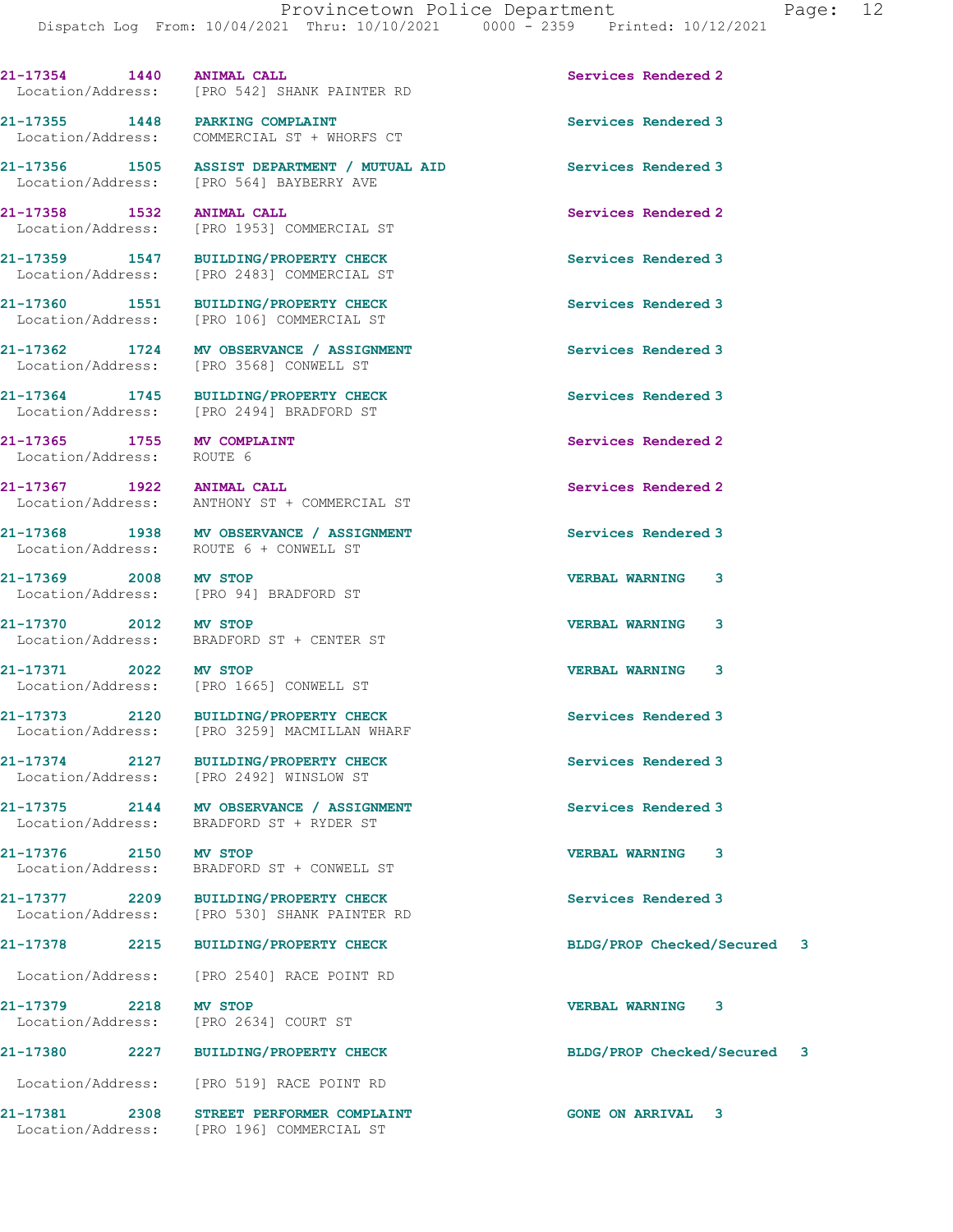21-17354 1440 ANIMAL CALL Services Rendered 2
Location/Address: [PRO 542] SHANK PAINTER RD

21-17355 1448 PARKING COMPLAINT Services Rendered 3
Location/Address: COMMERCIAL ST + WHORFS CT

21-17356 1505 ASSIST DEPARTMENT / MUTUAL AID Services Rendered 3
Location/Address: [PRO 564] BAYBERRY AVE

21-17358 1532 ANIMAL CALL Services Rendered 2
Location/Address: [PRO 1953] COMMERCIAL ST

21-17359 1547 BUILDING/PROPERTY CHECK Services Rendered 3
Location/Address: [PRO 2483] COMMERCIAL ST

21-17360 1551 BUILDING/PROPERTY CHECK Services Rendered 3
Location/Address: [PRO 106] COMMERCIAL ST

21-17362 1724 MV OBSERVANCE / ASSIGNMENT Services Rendered 3
Location/Address: [PRO 3568] CONWELL ST

21-17364 1745 BUILDING/PROPERTY CHECK Services Rendered 3
Location/Address: [PRO 2494] BRADFORD ST

21-17365 1755 MV COMPLAINT Services Rendered 2
Location/Address: ROUTE 6

21-17367 1922 ANIMAL CALL Services Rendered 2
Location/Address: ANTHONY ST + COMMERCIAL ST

21-17368 1938 MV OBSERVANCE / ASSIGNMENT Services Rendered 3
Location/Address: ROUTE 6 + CONWELL ST

21-17369 2008 MV STOP VERBAL WARNING 3
Location/Address: [PRO 94] BRADFORD ST

21-17370 2012 MV STOP VERBAL WARNING 3
Location/Address: BRADFORD ST + CENTER ST

21-17371 2022 MV STOP VERBAL WARNING 3
Location/Address: [PRO 1665] CONWELL ST

21-17373 2120 BUILDING/PROPERTY CHECK Services Rendered 3
Location/Address: [PRO 3259] MACMILLAN WHARF

21-17374 2127 BUILDING/PROPERTY CHECK Services Rendered 3
Location/Address: [PRO 2492] WINSLOW ST

21-17375 2144 MV OBSERVANCE / ASSIGNMENT Services Rendered 3
Location/Address: BRADFORD ST + RYDER ST

21-17376 2150 MV STOP VERBAL WARNING 3
Location/Address: BRADFORD ST + CONWELL ST

21-17377 2209 BUILDING/PROPERTY CHECK Services Rendered 3
Location/Address: [PRO 530] SHANK PAINTER RD

21-17378 2215 BUILDING/PROPERTY CHECK BLDG/PROP Checked/Secured 3
Location/Address: [PRO 2540] RACE POINT RD

21-17379 2218 MV STOP VERBAL WARNING 3
Location/Address: [PRO 2634] COURT ST

21-17380 2227 BUILDING/PROPERTY CHECK BLDG/PROP Checked/Secured 3
Location/Address: [PRO 519] RACE POINT RD

21-17381 2308 STREET PERFORMER COMPLAINT GONE ON ARRIVAL 3
Location/Address: [PRO 196] COMMERCIAL ST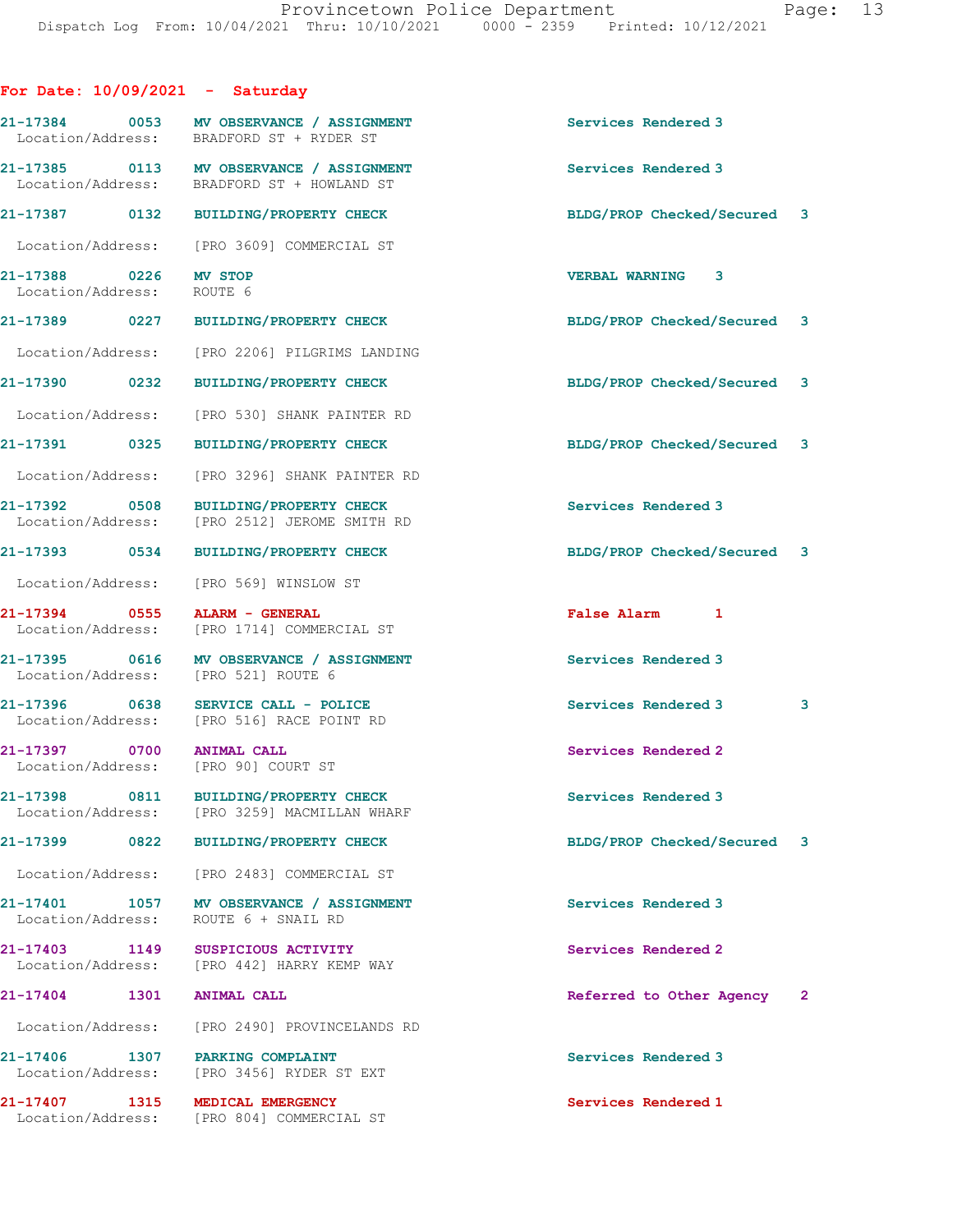## For Date: 10/09/2021 - Saturday

21-17384 0053 **MV OBSERVANCE / ASSIGNMENT** Services Rendered 3
Location/Address: BRADFORD ST + RYDER ST

21-17385 0113 **MV OBSERVANCE / ASSIGNMENT** Services Rendered 3
Location/Address: BRADFORD ST + HOWLAND ST

21-17387 0132 **BUILDING/PROPERTY CHECK** BLDG/PROP Checked/Secured 3
Location/Address: [PRO 3609] COMMERCIAL ST

21-17388 0226 **MV STOP** VERBAL WARNING 3
Location/Address: ROUTE 6

21-17389 0227 **BUILDING/PROPERTY CHECK** BLDG/PROP Checked/Secured 3
Location/Address: [PRO 2206] PILGRIMS LANDING

21-17390 0232 **BUILDING/PROPERTY CHECK** BLDG/PROP Checked/Secured 3
Location/Address: [PRO 530] SHANK PAINTER RD

21-17391 0325 **BUILDING/PROPERTY CHECK** BLDG/PROP Checked/Secured 3
Location/Address: [PRO 3296] SHANK PAINTER RD

21-17392 0508 **BUILDING/PROPERTY CHECK** Services Rendered 3
Location/Address: [PRO 2512] JEROME SMITH RD

21-17393 0534 **BUILDING/PROPERTY CHECK** BLDG/PROP Checked/Secured 3
Location/Address: [PRO 569] WINSLOW ST

21-17394 0555 **ALARM - GENERAL** False Alarm 1
Location/Address: [PRO 1714] COMMERCIAL ST

21-17395 0616 **MV OBSERVANCE / ASSIGNMENT** Services Rendered 3
Location/Address: [PRO 521] ROUTE 6

21-17396 0638 **SERVICE CALL - POLICE** Services Rendered 3 3
Location/Address: [PRO 516] RACE POINT RD

21-17397 0700 **ANIMAL CALL** Services Rendered 2
Location/Address: [PRO 90] COURT ST

21-17398 0811 **BUILDING/PROPERTY CHECK** Services Rendered 3
Location/Address: [PRO 3259] MACMILLAN WHARF

21-17399 0822 **BUILDING/PROPERTY CHECK** BLDG/PROP Checked/Secured 3
Location/Address: [PRO 2483] COMMERCIAL ST

21-17401 1057 **MV OBSERVANCE / ASSIGNMENT** Services Rendered 3
Location/Address: ROUTE 6 + SNAIL RD

21-17403 1149 **SUSPICIOUS ACTIVITY** Services Rendered 2
Location/Address: [PRO 442] HARRY KEMP WAY

21-17404 1301 **ANIMAL CALL** Referred to Other Agency 2
Location/Address: [PRO 2490] PROVINCELANDS RD

21-17406 1307 **PARKING COMPLAINT** Services Rendered 3
Location/Address: [PRO 3456] RYDER ST EXT

21-17407 1315 **MEDICAL EMERGENCY** Services Rendered 1
Location/Address: [PRO 804] COMMERCIAL ST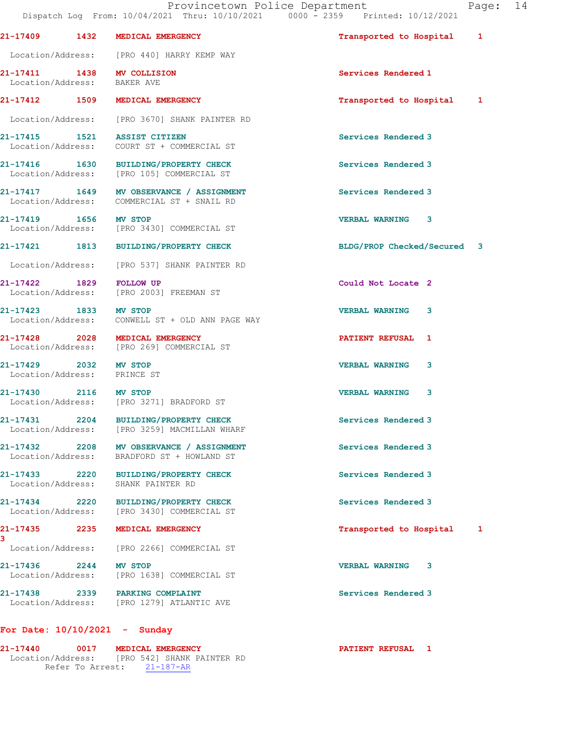| Call Number | Time | Call Reason | Action | Priority |
|---|---|---|---|---|
| 21-17409 | 1432 | MEDICAL EMERGENCY | Transported to Hospital | 1 |
| Location/Address: | | [PRO 440] HARRY KEMP WAY | | |
| 21-17411 | 1438 | MV COLLISION | Services Rendered | 1 |
| Location/Address: | | BAKER AVE | | |
| 21-17412 | 1509 | MEDICAL EMERGENCY | Transported to Hospital | 1 |
| Location/Address: | | [PRO 3670] SHANK PAINTER RD | | |
| 21-17415 | 1521 | ASSIST CITIZEN | Services Rendered | 3 |
| Location/Address: | | COURT ST + COMMERCIAL ST | | |
| 21-17416 | 1630 | BUILDING/PROPERTY CHECK | Services Rendered | 3 |
| Location/Address: | | [PRO 105] COMMERCIAL ST | | |
| 21-17417 | 1649 | MV OBSERVANCE / ASSIGNMENT | Services Rendered | 3 |
| Location/Address: | | COMMERCIAL ST + SNAIL RD | | |
| 21-17419 | 1656 | MV STOP | VERBAL WARNING | 3 |
| Location/Address: | | [PRO 3430] COMMERCIAL ST | | |
| 21-17421 | 1813 | BUILDING/PROPERTY CHECK | BLDG/PROP Checked/Secured | 3 |
| Location/Address: | | [PRO 537] SHANK PAINTER RD | | |
| 21-17422 | 1829 | FOLLOW UP | Could Not Locate | 2 |
| Location/Address: | | [PRO 2003] FREEMAN ST | | |
| 21-17423 | 1833 | MV STOP | VERBAL WARNING | 3 |
| Location/Address: | | CONWELL ST + OLD ANN PAGE WAY | | |
| 21-17428 | 2028 | MEDICAL EMERGENCY | PATIENT REFUSAL | 1 |
| Location/Address: | | [PRO 269] COMMERCIAL ST | | |
| 21-17429 | 2032 | MV STOP | VERBAL WARNING | 3 |
| Location/Address: | | PRINCE ST | | |
| 21-17430 | 2116 | MV STOP | VERBAL WARNING | 3 |
| Location/Address: | | [PRO 3271] BRADFORD ST | | |
| 21-17431 | 2204 | BUILDING/PROPERTY CHECK | Services Rendered | 3 |
| Location/Address: | | [PRO 3259] MACMILLAN WHARF | | |
| 21-17432 | 2208 | MV OBSERVANCE / ASSIGNMENT | Services Rendered | 3 |
| Location/Address: | | BRADFORD ST + HOWLAND ST | | |
| 21-17433 | 2220 | BUILDING/PROPERTY CHECK | Services Rendered | 3 |
| Location/Address: | | SHANK PAINTER RD | | |
| 21-17434 | 2220 | BUILDING/PROPERTY CHECK | Services Rendered | 3 |
| Location/Address: | | [PRO 3430] COMMERCIAL ST | | |
| 21-17435 3 | 2235 | MEDICAL EMERGENCY | Transported to Hospital | 1 |
| Location/Address: | | [PRO 2266] COMMERCIAL ST | | |
| 21-17436 | 2244 | MV STOP | VERBAL WARNING | 3 |
| Location/Address: | | [PRO 1638] COMMERCIAL ST | | |
| 21-17438 | 2339 | PARKING COMPLAINT | Services Rendered | 3 |
| Location/Address: | | [PRO 1279] ATLANTIC AVE | | |

**For Date: 10/10/2021 - Sunday**

| Call Number | Time | Call Reason | Action | Priority |
|---|---|---|---|---|
| 21-17440 | 0017 | MEDICAL EMERGENCY | PATIENT REFUSAL | 1 |
| Location/Address: | | [PRO 542] SHANK PAINTER RD | | |
| Refer To Arrest: | | 21-187-AR | | |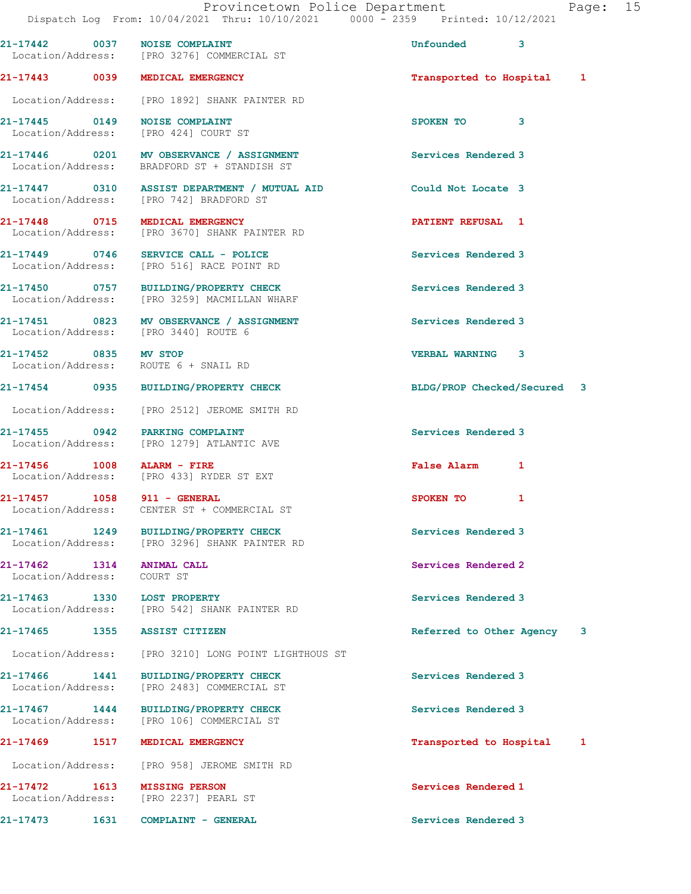21-17442 0037 NOISE COMPLAINT Unfounded 3
Location/Address: [PRO 3276] COMMERCIAL ST

21-17443 0039 MEDICAL EMERGENCY Transported to Hospital 1
Location/Address: [PRO 1892] SHANK PAINTER RD

21-17445 0149 NOISE COMPLAINT SPOKEN TO 3
Location/Address: [PRO 424] COURT ST

21-17446 0201 MV OBSERVANCE / ASSIGNMENT Services Rendered 3
Location/Address: BRADFORD ST + STANDISH ST

21-17447 0310 ASSIST DEPARTMENT / MUTUAL AID Could Not Locate 3
Location/Address: [PRO 742] BRADFORD ST

21-17448 0715 MEDICAL EMERGENCY PATIENT REFUSAL 1
Location/Address: [PRO 3670] SHANK PAINTER RD

21-17449 0746 SERVICE CALL - POLICE Services Rendered 3
Location/Address: [PRO 516] RACE POINT RD

21-17450 0757 BUILDING/PROPERTY CHECK Services Rendered 3
Location/Address: [PRO 3259] MACMILLAN WHARF

21-17451 0823 MV OBSERVANCE / ASSIGNMENT Services Rendered 3
Location/Address: [PRO 3440] ROUTE 6

21-17452 0835 MV STOP VERBAL WARNING 3
Location/Address: ROUTE 6 + SNAIL RD

21-17454 0935 BUILDING/PROPERTY CHECK BLDG/PROP Checked/Secured 3
Location/Address: [PRO 2512] JEROME SMITH RD

21-17455 0942 PARKING COMPLAINT Services Rendered 3
Location/Address: [PRO 1279] ATLANTIC AVE

21-17456 1008 ALARM - FIRE False Alarm 1
Location/Address: [PRO 433] RYDER ST EXT

21-17457 1058 911 - GENERAL SPOKEN TO 1
Location/Address: CENTER ST + COMMERCIAL ST

21-17461 1249 BUILDING/PROPERTY CHECK Services Rendered 3
Location/Address: [PRO 3296] SHANK PAINTER RD

21-17462 1314 ANIMAL CALL Services Rendered 2
Location/Address: COURT ST

21-17463 1330 LOST PROPERTY Services Rendered 3
Location/Address: [PRO 542] SHANK PAINTER RD

21-17465 1355 ASSIST CITIZEN Referred to Other Agency 3
Location/Address: [PRO 3210] LONG POINT LIGHTHOUS ST

21-17466 1441 BUILDING/PROPERTY CHECK Services Rendered 3
Location/Address: [PRO 2483] COMMERCIAL ST

21-17467 1444 BUILDING/PROPERTY CHECK Services Rendered 3
Location/Address: [PRO 106] COMMERCIAL ST

21-17469 1517 MEDICAL EMERGENCY Transported to Hospital 1
Location/Address: [PRO 958] JEROME SMITH RD

21-17472 1613 MISSING PERSON Services Rendered 1
Location/Address: [PRO 2237] PEARL ST

21-17473 1631 COMPLAINT - GENERAL Services Rendered 3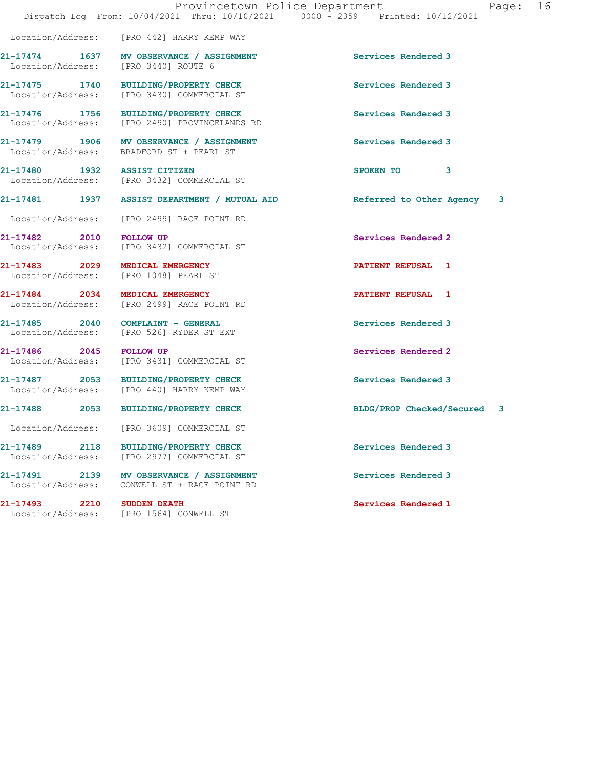Location/Address: [PRO 442] HARRY KEMP WAY

21-17474 1637 MV OBSERVANCE / ASSIGNMENT Services Rendered 3
Location/Address: [PRO 3440] ROUTE 6

21-17475 1740 BUILDING/PROPERTY CHECK Services Rendered 3
Location/Address: [PRO 3430] COMMERCIAL ST

21-17476 1756 BUILDING/PROPERTY CHECK Services Rendered 3
Location/Address: [PRO 2490] PROVINCELANDS RD

21-17479 1906 MV OBSERVANCE / ASSIGNMENT Services Rendered 3
Location/Address: BRADFORD ST + PEARL ST

21-17480 1932 ASSIST CITIZEN SPOKEN TO 3
Location/Address: [PRO 3432] COMMERCIAL ST

21-17481 1937 ASSIST DEPARTMENT / MUTUAL AID Referred to Other Agency 3
Location/Address: [PRO 2499] RACE POINT RD

21-17482 2010 FOLLOW UP Services Rendered 2
Location/Address: [PRO 3432] COMMERCIAL ST

21-17483 2029 MEDICAL EMERGENCY PATIENT REFUSAL 1
Location/Address: [PRO 1048] PEARL ST

21-17484 2034 MEDICAL EMERGENCY PATIENT REFUSAL 1
Location/Address: [PRO 2499] RACE POINT RD

21-17485 2040 COMPLAINT - GENERAL Services Rendered 3
Location/Address: [PRO 526] RYDER ST EXT

21-17486 2045 FOLLOW UP Services Rendered 2
Location/Address: [PRO 3431] COMMERCIAL ST

21-17487 2053 BUILDING/PROPERTY CHECK Services Rendered 3
Location/Address: [PRO 440] HARRY KEMP WAY

21-17488 2053 BUILDING/PROPERTY CHECK BLDG/PROP Checked/Secured 3
Location/Address: [PRO 3609] COMMERCIAL ST

21-17489 2118 BUILDING/PROPERTY CHECK Services Rendered 3
Location/Address: [PRO 2977] COMMERCIAL ST

21-17491 2139 MV OBSERVANCE / ASSIGNMENT Services Rendered 3
Location/Address: CONWELL ST + RACE POINT RD

21-17493 2210 SUDDEN DEATH Services Rendered 1
Location/Address: [PRO 1564] CONWELL ST